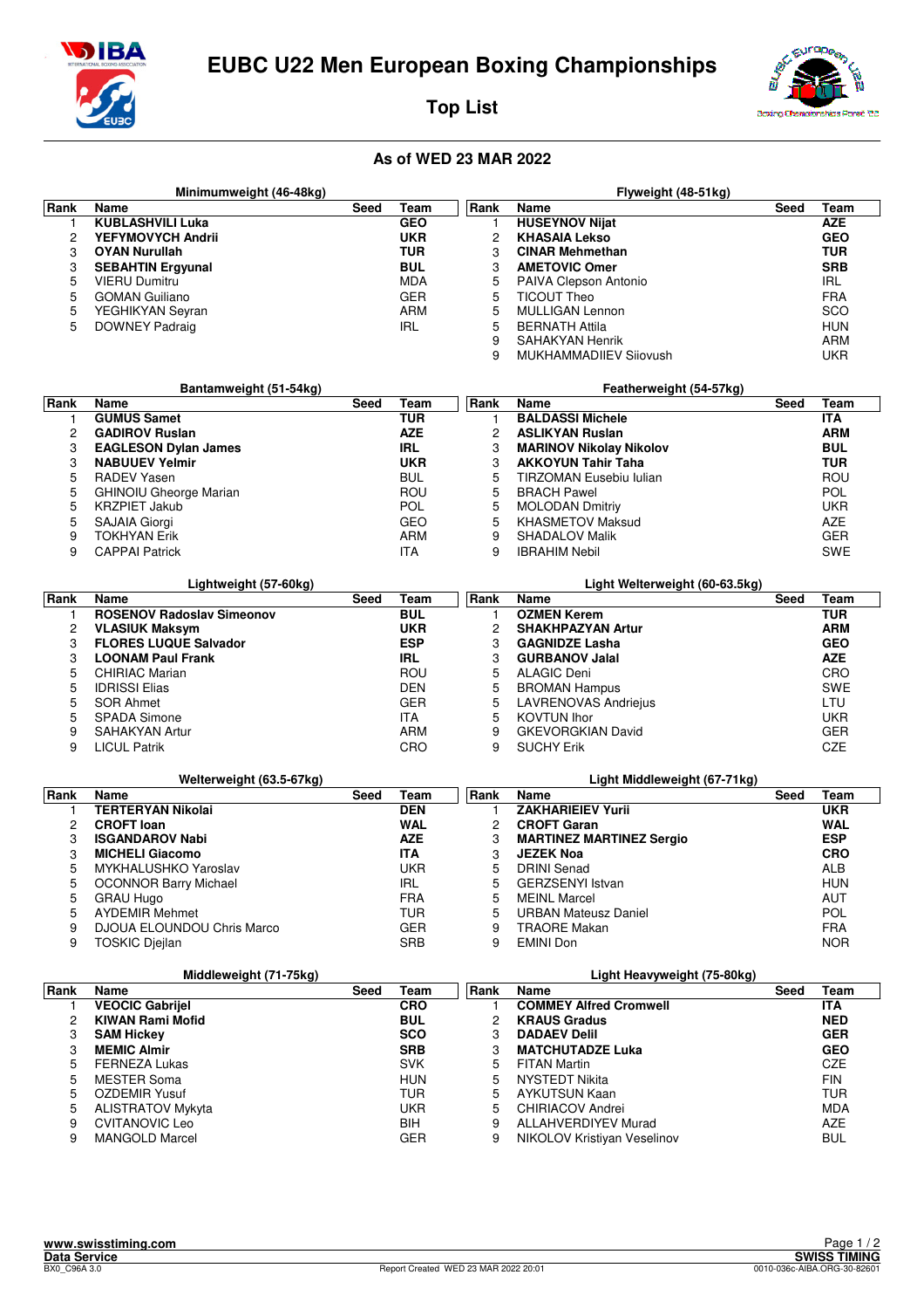# EUBC U22 Men European Boxing Championships

## Top List

### As of WED 23 MAR 2022

#### Minimumweight (46-48kg)

| Rank | Name | Seed | Team |
|---|---|---|---|
| 1 | **KUBLASHVILI Luka** | | **GEO** |
| 2 | **YEFYMOVYCH Andrii** | | **UKR** |
| 3 | **OYAN Nurullah** | | **TUR** |
| 3 | **SEBAHTIN Ergyunal** | | **BUL** |
| 5 | VIERU Dumitru | | MDA |
| 5 | GOMAN Guiliano | | GER |
| 5 | YEGHIKYAN Seyran | | ARM |
| 5 | DOWNEY Padraig | | IRL |

#### Flyweight (48-51kg)

| Rank | Name | Seed | Team |
|---|---|---|---|
| 1 | **HUSEYNOV Nijat** | | **AZE** |
| 2 | **KHASAIA Lekso** | | **GEO** |
| 3 | **CINAR Mehmethan** | | **TUR** |
| 3 | **AMETOVIC Omer** | | **SRB** |
| 5 | PAIVA Clepson Antonio | | IRL |
| 5 | TICOUT Theo | | FRA |
| 5 | MULLIGAN Lennon | | SCO |
| 5 | BERNATH Attila | | HUN |
| 9 | SAHAKYAN Henrik | | ARM |
| 9 | MUKHAMMADIIEV Siiovush | | UKR |

#### Bantamweight (51-54kg)

| Rank | Name | Seed | Team |
|---|---|---|---|
| 1 | **GUMUS Samet** | | **TUR** |
| 2 | **GADIROV Ruslan** | | **AZE** |
| 3 | **EAGLESON Dylan James** | | **IRL** |
| 3 | **NABUUEV Yelmir** | | **UKR** |
| 5 | RADEV Yasen | | BUL |
| 5 | GHINOIU Gheorge Marian | | ROU |
| 5 | KRZPIET Jakub | | POL |
| 5 | SAJAIA Giorgi | | GEO |
| 9 | TOKHYAN Erik | | ARM |
| 9 | CAPPAI Patrick | | ITA |

#### Featherweight (54-57kg)

| Rank | Name | Seed | Team |
|---|---|---|---|
| 1 | **BALDASSI Michele** | | **ITA** |
| 2 | **ASLIKYAN Ruslan** | | **ARM** |
| 3 | **MARINOV Nikolay Nikolov** | | **BUL** |
| 3 | **AKKOYUN Tahir Taha** | | **TUR** |
| 5 | TIRZOMAN Eusebiu Iulian | | ROU |
| 5 | BRACH Pawel | | POL |
| 5 | MOLODAN Dmitriy | | UKR |
| 5 | KHASMETOV Maksud | | AZE |
| 9 | SHADALOV Malik | | GER |
| 9 | IBRAHIM Nebil | | SWE |

#### Lightweight (57-60kg)

| Rank | Name | Seed | Team |
|---|---|---|---|
| 1 | **ROSENOV Radoslav Simeonov** | | **BUL** |
| 2 | **VLASIUK Maksym** | | **UKR** |
| 3 | **FLORES LUQUE Salvador** | | **ESP** |
| 3 | **LOONAM Paul Frank** | | **IRL** |
| 5 | CHIRIAC Marian | | ROU |
| 5 | IDRISSI Elias | | DEN |
| 5 | SOR Ahmet | | GER |
| 5 | SPADA Simone | | ITA |
| 9 | SAHAKYAN Artur | | ARM |
| 9 | LICUL Patrik | | CRO |

#### Light Welterweight (60-63.5kg)

| Rank | Name | Seed | Team |
|---|---|---|---|
| 1 | **OZMEN Kerem** | | **TUR** |
| 2 | **SHAKHPAZYAN Artur** | | **ARM** |
| 3 | **GAGNIDZE Lasha** | | **GEO** |
| 3 | **GURBANOV Jalal** | | **AZE** |
| 5 | ALAGIC Deni | | CRO |
| 5 | BROMAN Hampus | | SWE |
| 5 | LAVRENOVAS Andriejus | | LTU |
| 5 | KOVTUN Ihor | | UKR |
| 9 | GKEVORGKIAN David | | GER |
| 9 | SUCHY Erik | | CZE |

#### Welterweight (63.5-67kg)

| Rank | Name | Seed | Team |
|---|---|---|---|
| 1 | **TERTERYAN Nikolai** | | **DEN** |
| 2 | **CROFT Ioan** | | **WAL** |
| 3 | **ISGANDAROV Nabi** | | **AZE** |
| 3 | **MICHELI Giacomo** | | **ITA** |
| 5 | MYKHALUSHKO Yaroslav | | UKR |
| 5 | OCONNOR Barry Michael | | IRL |
| 5 | GRAU Hugo | | FRA |
| 5 | AYDEMIR Mehmet | | TUR |
| 9 | DJOUA ELOUNDOU Chris Marco | | GER |
| 9 | TOSKIC Djejlan | | SRB |

#### Light Middleweight (67-71kg)

| Rank | Name | Seed | Team |
|---|---|---|---|
| 1 | **ZAKHARIEIEV Yurii** | | **UKR** |
| 2 | **CROFT Garan** | | **WAL** |
| 3 | **MARTINEZ MARTINEZ Sergio** | | **ESP** |
| 3 | **JEZEK Noa** | | **CRO** |
| 5 | DRINI Senad | | ALB |
| 5 | GERZSENYI Istvan | | HUN |
| 5 | MEINL Marcel | | AUT |
| 5 | URBAN Mateusz Daniel | | POL |
| 9 | TRAORE Makan | | FRA |
| 9 | EMINI Don | | NOR |

#### Middleweight (71-75kg)

| Rank | Name | Seed | Team |
|---|---|---|---|
| 1 | **VEOCIC Gabrijel** | | **CRO** |
| 2 | **KIWAN Rami Mofid** | | **BUL** |
| 3 | **SAM Hickey** | | **SCO** |
| 3 | **MEMIC Almir** | | **SRB** |
| 5 | FERNEZA Lukas | | SVK |
| 5 | MESTER Soma | | HUN |
| 5 | OZDEMIR Yusuf | | TUR |
| 5 | ALISTRATOV Mykyta | | UKR |
| 9 | CVITANOVIC Leo | | BIH |
| 9 | MANGOLD Marcel | | GER |

#### Light Heavyweight (75-80kg)

| Rank | Name | Seed | Team |
|---|---|---|---|
| 1 | **COMMEY Alfred Cromwell** | | **ITA** |
| 2 | **KRAUS Gradus** | | **NED** |
| 3 | **DADAEV Delil** | | **GER** |
| 3 | **MATCHUTADZE Luka** | | **GEO** |
| 5 | FITAN Martin | | CZE |
| 5 | NYSTEDT Nikita | | FIN |
| 5 | AYKUTSUN Kaan | | TUR |
| 5 | CHIRIACOV Andrei | | MDA |
| 9 | ALLAHVERDIYEV Murad | | AZE |
| 9 | NIKOLOV Kristiyan Veselinov | | BUL |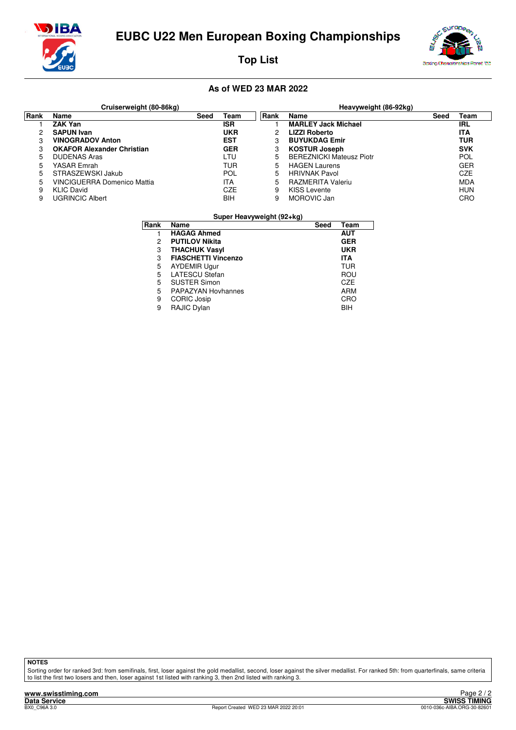# EUBC U22 Men European Boxing Championships

## Top List

### As of WED 23 MAR 2022

**Cruiserweight (80-86kg)**

| Rank | Name | Seed | Team |
|---|---|---|---|
| 1 | **ZAK Yan** | | **ISR** |
| 2 | **SAPUN Ivan** | | **UKR** |
| 3 | **VINOGRADOV Anton** | | **EST** |
| 3 | **OKAFOR Alexander Christian** | | **GER** |
| 5 | DUDENAS Aras | | LTU |
| 5 | YASAR Emrah | | TUR |
| 5 | STRASZEWSKI Jakub | | POL |
| 5 | VINCIGUERRA Domenico Mattia | | ITA |
| 9 | KLIC David | | CZE |
| 9 | UGRINCIC Albert | | BIH |

**Heavyweight (86-92kg)**

| Rank | Name | Seed | Team |
|---|---|---|---|
| 1 | **MARLEY Jack Michael** | | **IRL** |
| 2 | **LIZZI Roberto** | | **ITA** |
| 3 | **BUYUKDAG Emir** | | **TUR** |
| 3 | **KOSTUR Joseph** | | **SVK** |
| 5 | BEREZNICKI Mateusz Piotr | | POL |
| 5 | HAGEN Laurens | | GER |
| 5 | HRIVNAK Pavol | | CZE |
| 5 | RAZMERITA Valeriu | | MDA |
| 9 | KISS Levente | | HUN |
| 9 | MOROVIC Jan | | CRO |

**Super Heavyweight (92+kg)**

| Rank | Name | Seed | Team |
|---|---|---|---|
| 1 | **HAGAG Ahmed** | | **AUT** |
| 2 | **PUTILOV Nikita** | | **GER** |
| 3 | **THACHUK Vasyl** | | **UKR** |
| 3 | **FIASCHETTI Vincenzo** | | **ITA** |
| 5 | AYDEMIR Ugur | | TUR |
| 5 | LATESCU Stefan | | ROU |
| 5 | SUSTER Simon | | CZE |
| 5 | PAPAZYAN Hovhannes | | ARM |
| 9 | CORIC Josip | | CRO |
| 9 | RAJIC Dylan | | BIH |

**NOTES**

Sorting order for ranked 3rd: from semifinals, first, loser against the gold medallist, second, loser against the silver medallist. For ranked 5th: from quarterfinals, same criteria to list the first two losers and then, loser against 1st listed with ranking 3, then 2nd listed with ranking 3.

www.swisstiming.com
Data Service
BX0_C96A 3.0
Report Created WED 23 MAR 2022 20:01
SWISS TIMING
0010-036c-AIBA.ORG-30-82601